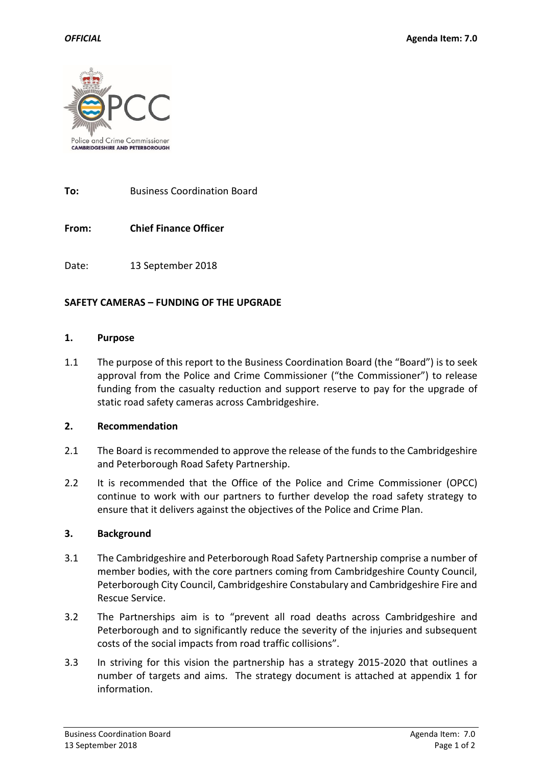*OFFICIAL* **Agenda Item: 7.0**

Police and Crime Commissioner
**CAMBRIDGESHIRE AND PETERBOROUGH**

**To:** Business Coordination Board

**From:** **Chief Finance Officer**

Date: 13 September 2018

**SAFETY CAMERAS – FUNDING OF THE UPGRADE**

**1. Purpose**

1.1 The purpose of this report to the Business Coordination Board (the "Board") is to seek approval from the Police and Crime Commissioner ("the Commissioner") to release funding from the casualty reduction and support reserve to pay for the upgrade of static road safety cameras across Cambridgeshire.

**2. Recommendation**

2.1 The Board is recommended to approve the release of the funds to the Cambridgeshire and Peterborough Road Safety Partnership.

2.2 It is recommended that the Office of the Police and Crime Commissioner (OPCC) continue to work with our partners to further develop the road safety strategy to ensure that it delivers against the objectives of the Police and Crime Plan.

**3. Background**

3.1 The Cambridgeshire and Peterborough Road Safety Partnership comprise a number of member bodies, with the core partners coming from Cambridgeshire County Council, Peterborough City Council, Cambridgeshire Constabulary and Cambridgeshire Fire and Rescue Service.

3.2 The Partnerships aim is to "prevent all road deaths across Cambridgeshire and Peterborough and to significantly reduce the severity of the injuries and subsequent costs of the social impacts from road traffic collisions".

3.3 In striving for this vision the partnership has a strategy 2015-2020 that outlines a number of targets and aims. The strategy document is attached at appendix 1 for information.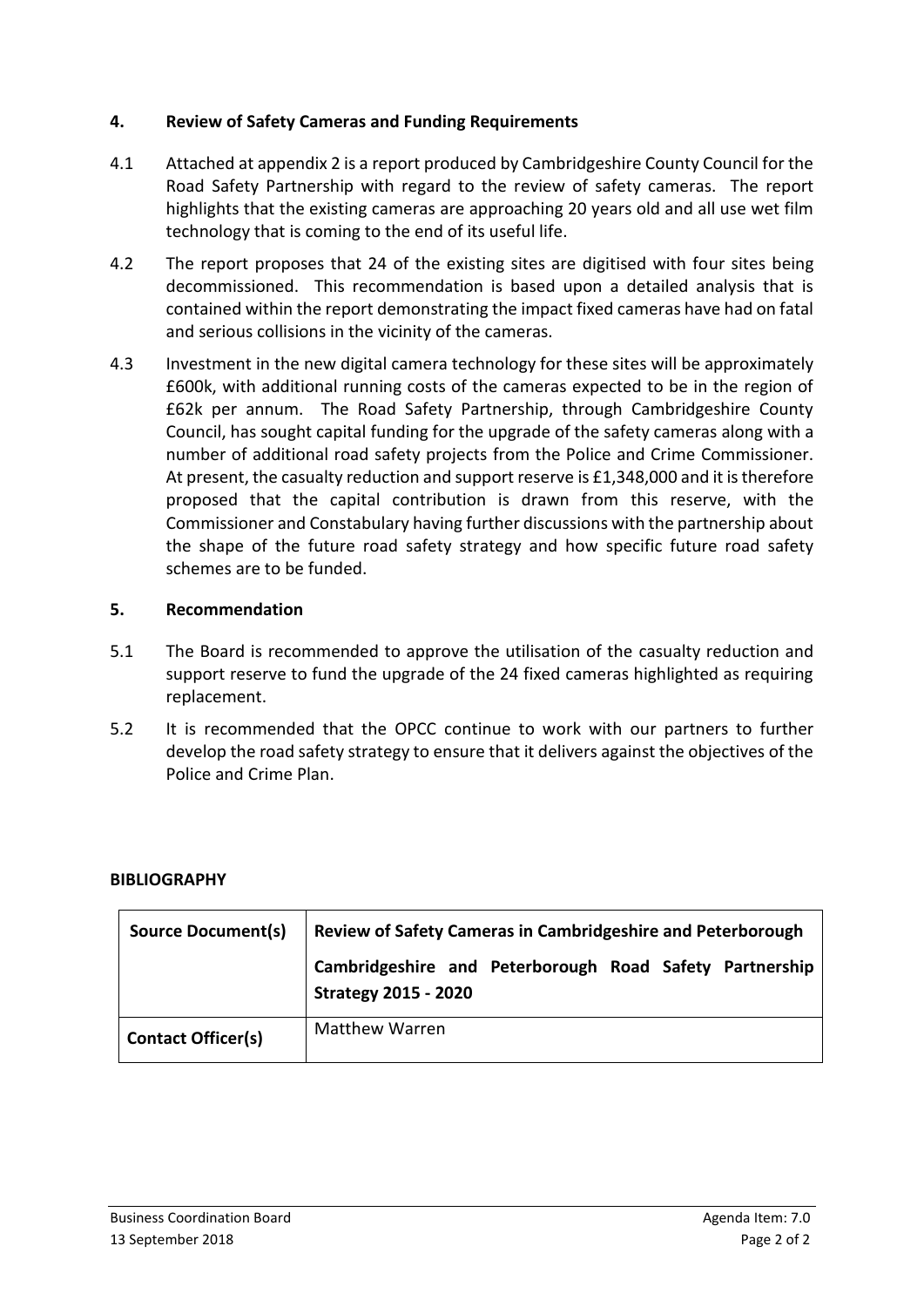## 4. Review of Safety Cameras and Funding Requirements

4.1 Attached at appendix 2 is a report produced by Cambridgeshire County Council for the Road Safety Partnership with regard to the review of safety cameras. The report highlights that the existing cameras are approaching 20 years old and all use wet film technology that is coming to the end of its useful life.

4.2 The report proposes that 24 of the existing sites are digitised with four sites being decommissioned. This recommendation is based upon a detailed analysis that is contained within the report demonstrating the impact fixed cameras have had on fatal and serious collisions in the vicinity of the cameras.

4.3 Investment in the new digital camera technology for these sites will be approximately £600k, with additional running costs of the cameras expected to be in the region of £62k per annum. The Road Safety Partnership, through Cambridgeshire County Council, has sought capital funding for the upgrade of the safety cameras along with a number of additional road safety projects from the Police and Crime Commissioner. At present, the casualty reduction and support reserve is £1,348,000 and it is therefore proposed that the capital contribution is drawn from this reserve, with the Commissioner and Constabulary having further discussions with the partnership about the shape of the future road safety strategy and how specific future road safety schemes are to be funded.

## 5. Recommendation

5.1 The Board is recommended to approve the utilisation of the casualty reduction and support reserve to fund the upgrade of the 24 fixed cameras highlighted as requiring replacement.

5.2 It is recommended that the OPCC continue to work with our partners to further develop the road safety strategy to ensure that it delivers against the objectives of the Police and Crime Plan.

**BIBLIOGRAPHY**

| | |
|---|---|
| **Source Document(s)** | **Review of Safety Cameras in Cambridgeshire and Peterborough**<br>**Cambridgeshire and Peterborough Road Safety Partnership Strategy 2015 - 2020** |
| **Contact Officer(s)** | Matthew Warren |